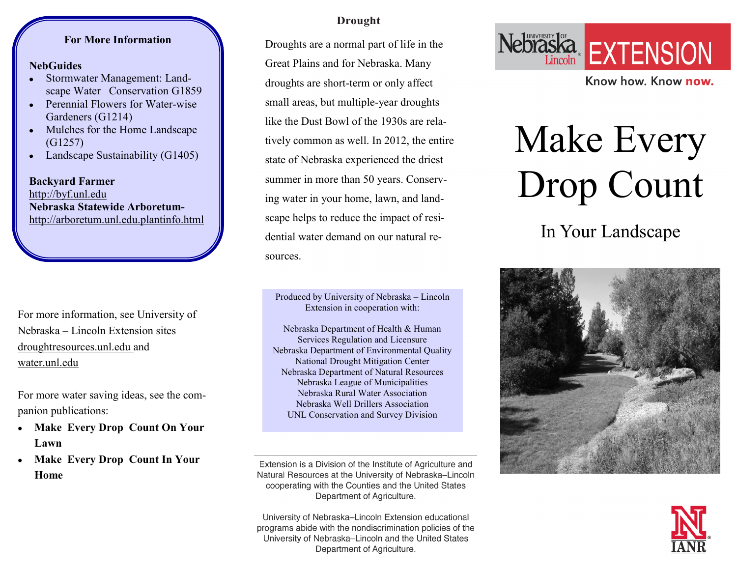### For More Information

**NebGuides**

- Stormwater Management: Landscape Water Conservation G1859
- Perennial Flowers for Water-wise Gardeners (G1214)
- Mulches for the Home Landscape (G1257)
- Landscape Sustainability (G1405)

**Backyard Farmer**
http://byf.unl.edu
**Nebraska Statewide Arboretum-**
http://arboretum.unl.edu.plantinfo.html

For more information, see University of Nebraska – Lincoln Extension sites droughtresources.unl.edu and water.unl.edu

For more water saving ideas, see the companion publications:

- **Make Every Drop Count On Your Lawn**
- **Make Every Drop Count In Your Home**

### Drought

Droughts are a normal part of life in the Great Plains and for Nebraska. Many droughts are short-term or only affect small areas, but multiple-year droughts like the Dust Bowl of the 1930s are relatively common as well. In 2012, the entire state of Nebraska experienced the driest summer in more than 50 years. Conserving water in your home, lawn, and landscape helps to reduce the impact of residential water demand on our natural resources.

Produced by University of Nebraska – Lincoln Extension in cooperation with:

Nebraska Department of Health & Human Services Regulation and Licensure
Nebraska Department of Environmental Quality
National Drought Mitigation Center
Nebraska Department of Natural Resources
Nebraska League of Municipalities
Nebraska Rural Water Association
Nebraska Well Drillers Association
UNL Conservation and Survey Division

Extension is a Division of the Institute of Agriculture and Natural Resources at the University of Nebraska–Lincoln cooperating with the Counties and the United States Department of Agriculture.

University of Nebraska–Lincoln Extension educational programs abide with the nondiscrimination policies of the University of Nebraska–Lincoln and the United States Department of Agriculture.

University of Nebraska Lincoln EXTENSION

Know how. Know now.

# Make Every Drop Count

## In Your Landscape

IANR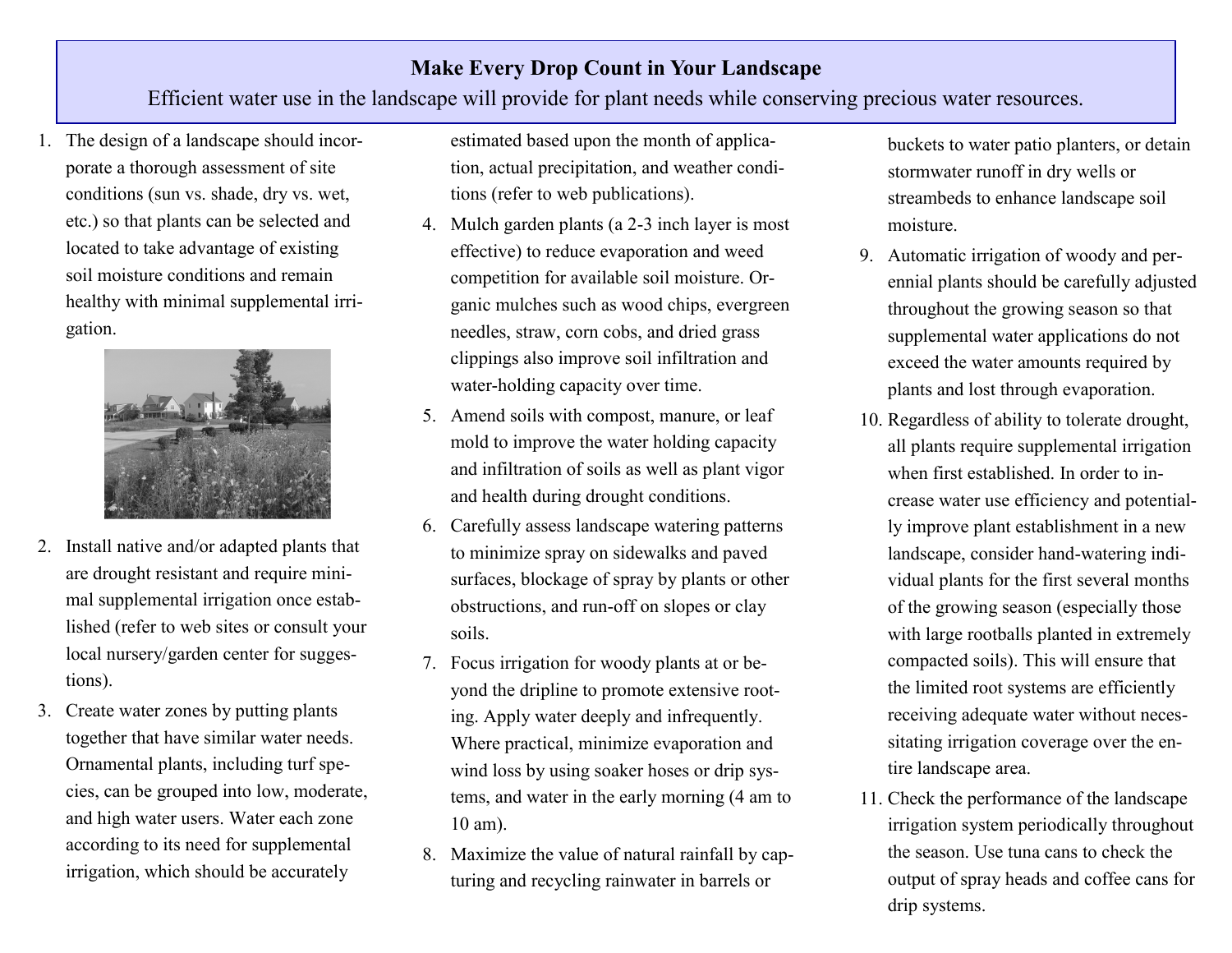**Make Every Drop Count in Your Landscape**

Efficient water use in the landscape will provide for plant needs while conserving precious water resources.

1. The design of a landscape should incorporate a thorough assessment of site conditions (sun vs. shade, dry vs. wet, etc.) so that plants can be selected and located to take advantage of existing soil moisture conditions and remain healthy with minimal supplemental irrigation.
2. Install native and/or adapted plants that are drought resistant and require minimal supplemental irrigation once established (refer to web sites or consult your local nursery/garden center for suggestions).
3. Create water zones by putting plants together that have similar water needs. Ornamental plants, including turf species, can be grouped into low, moderate, and high water users. Water each zone according to its need for supplemental irrigation, which should be accurately estimated based upon the month of application, actual precipitation, and weather conditions (refer to web publications).
4. Mulch garden plants (a 2-3 inch layer is most effective) to reduce evaporation and weed competition for available soil moisture. Organic mulches such as wood chips, evergreen needles, straw, corn cobs, and dried grass clippings also improve soil infiltration and water-holding capacity over time.
5. Amend soils with compost, manure, or leaf mold to improve the water holding capacity and infiltration of soils as well as plant vigor and health during drought conditions.
6. Carefully assess landscape watering patterns to minimize spray on sidewalks and paved surfaces, blockage of spray by plants or other obstructions, and run-off on slopes or clay soils.
7. Focus irrigation for woody plants at or beyond the dripline to promote extensive rooting. Apply water deeply and infrequently. Where practical, minimize evaporation and wind loss by using soaker hoses or drip systems, and water in the early morning (4 am to 10 am).
8. Maximize the value of natural rainfall by capturing and recycling rainwater in barrels or buckets to water patio planters, or detain stormwater runoff in dry wells or streambeds to enhance landscape soil moisture.
9. Automatic irrigation of woody and perennial plants should be carefully adjusted throughout the growing season so that supplemental water applications do not exceed the water amounts required by plants and lost through evaporation.
10. Regardless of ability to tolerate drought, all plants require supplemental irrigation when first established. In order to increase water use efficiency and potentially improve plant establishment in a new landscape, consider hand-watering individual plants for the first several months of the growing season (especially those with large rootballs planted in extremely compacted soils). This will ensure that the limited root systems are efficiently receiving adequate water without necessitating irrigation coverage over the entire landscape area.
11. Check the performance of the landscape irrigation system periodically throughout the season. Use tuna cans to check the output of spray heads and coffee cans for drip systems.